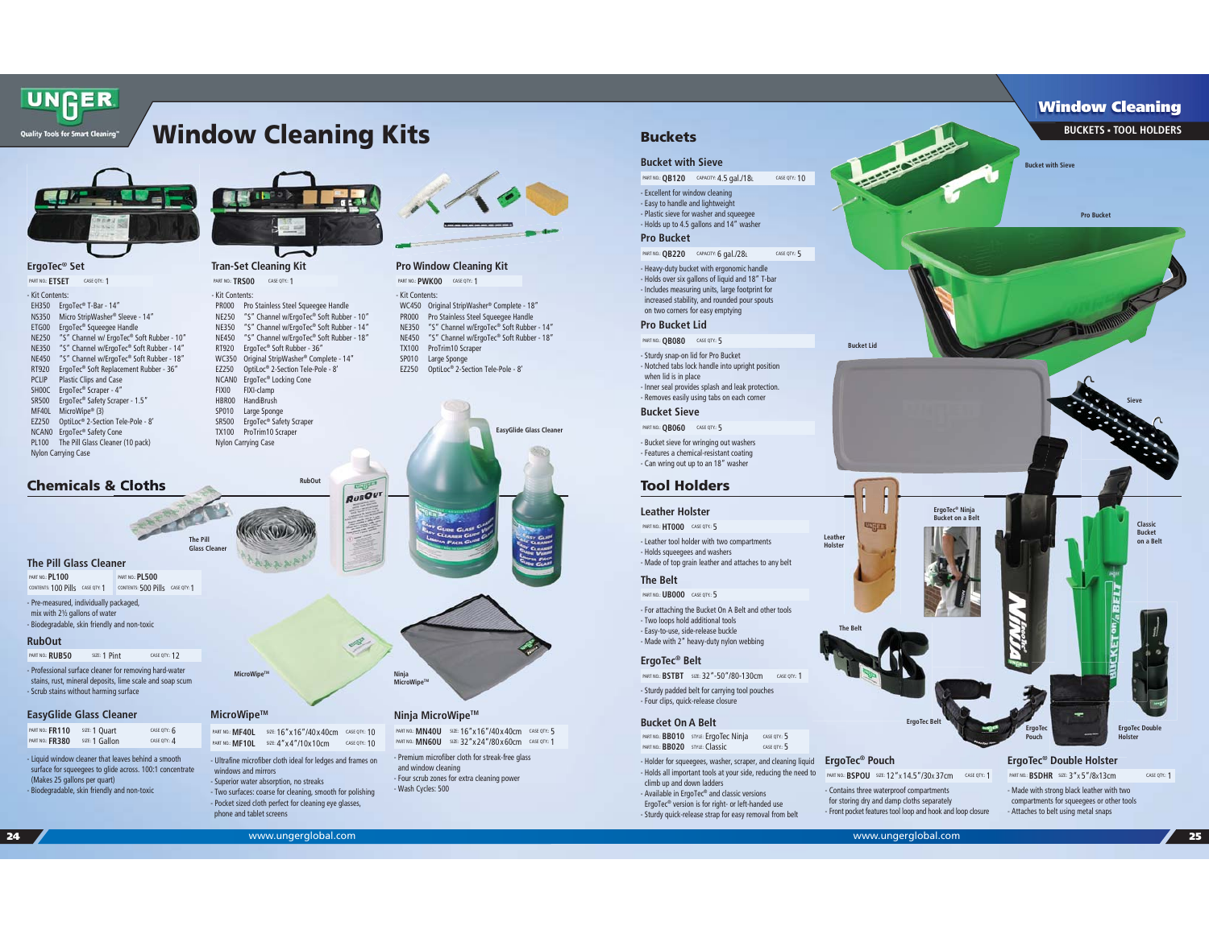# Window Cleaning Kits

## ErgoTec® Set

PART NO: **ETSET** CASE QTY: 1

- Kit Contents:

| | |
|---|---|
| EH350 | ErgoTec® T-Bar - 14" |
| NS350 | Micro StripWasher® Sleeve - 14" |
| ETG00 | ErgoTec® Squeegee Handle |
| NE250 | "S" Channel w/ ErgoTec® Soft Rubber - 10" |
| NE350 | "S" Channel w/ErgoTec® Soft Rubber - 14" |
| NE450 | "S" Channel w/ErgoTec® Soft Rubber - 18" |
| RT920 | ErgoTec® Soft Replacement Rubber - 36" |
| PCLIP | Plastic Clips and Case |
| SH00C | ErgoTec® Scraper - 4" |
| SR500 | ErgoTec® Safety Scraper - 1.5" |
| MF40L | MicroWipe® (3) |
| EZ250 | OptiLoc® 2-Section Tele-Pole - 8' |
| NCAN0 | ErgoTec® Safety Cone |
| PL100 | The Pill Glass Cleaner (10 pack) |

Nylon Carrying Case

## Tran-Set Cleaning Kit

PART NO: **TRS00** CASE QTY: 1

- Kit Contents:

| | |
|---|---|
| PR000 | Pro Stainless Steel Squeegee Handle |
| NE250 | "S" Channel w/ErgoTec® Soft Rubber - 10" |
| NE350 | "S" Channel w/ErgoTec® Soft Rubber - 14" |
| NE450 | "S" Channel w/ErgoTec® Soft Rubber - 18" |
| RT920 | ErgoTec® Soft Rubber - 36" |
| WC350 | Original StripWasher® Complete - 14" |
| EZ250 | OptiLoc® 2-Section Tele-Pole - 8' |
| NCAN0 | ErgoTec® Locking Cone |
| FIXI0 | FIXI-clamp |
| HBR00 | HandiBrush |
| SP010 | Large Sponge |
| SR500 | ErgoTec® Safety Scraper |
| TX100 | ProTrim10 Scraper |

Nylon Carrying Case

## Pro Window Cleaning Kit

PART NO: **PWK00** CASE QTY: 1

- Kit Contents:

| | |
|---|---|
| WC450 | Original StripWasher® Complete - 18" |
| PR000 | Pro Stainless Steel Squeegee Handle |
| NE350 | "S" Channel w/ErgoTec® Soft Rubber - 14" |
| NE450 | "S" Channel w/ErgoTec® Soft Rubber - 18" |
| TX100 | ProTrim10 Scraper |
| SP010 | Large Sponge |
| EZ250 | OptiLoc® 2-Section Tele-Pole - 8' |

## Chemicals & Cloths

RubOut

The Pill Glass Cleaner

EasyGlide Glass Cleaner

### The Pill Glass Cleaner

| PART NO | CONTENTS | CASE QTY |
|---|---|---|
| PL100 | 100 Pills | 1 |
| PL500 | 500 Pills | 1 |

- Pre-measured, individually packaged, mix with 2½ gallons of water
- Biodegradable, skin friendly and non-toxic

### RubOut

PART NO: **RUB50** SIZE: 1 Pint CASE QTY: 12

- Professional surface cleaner for removing hard-water stains, rust, mineral deposits, lime scale and soap scum
- Scrub stains without harming surface

### EasyGlide Glass Cleaner

| PART NO | SIZE | CASE QTY |
|---|---|---|
| FR110 | 1 Quart | 6 |
| FR380 | 1 Gallon | 4 |

- Liquid window cleaner that leaves behind a smooth surface for squeegees to glide across. 100:1 concentrate (Makes 25 gallons per quart)
- Biodegradable, skin friendly and non-toxic

MicroWipe™

Ninja MicroWipe™

### MicroWipe™

| PART NO | SIZE | CASE QTY |
|---|---|---|
| MF40L | 16"x16"/40x40cm | 10 |
| MF10L | 4"x4"/10x10cm | 10 |

- Ultrafine microfiber cloth ideal for ledges and frames on windows and mirrors
- Superior water absorption, no streaks
- Two surfaces: coarse for cleaning, smooth for polishing
- Pocket sized cloth perfect for cleaning eye glasses, phone and tablet screens

### Ninja MicroWipe™

| PART NO | SIZE | CASE QTY |
|---|---|---|
| MN40U | 16"x16"/40x40cm | 5 |
| MN60U | 32"x24"/80x60cm | 1 |

- Premium microfiber cloth for streak-free glass and window cleaning
- Four scrub zones for extra cleaning power
- Wash Cycles: 500

# Window Cleaning

BUCKETS • TOOL HOLDERS

## Buckets

Bucket with Sieve

Pro Bucket

Bucket Lid

Sieve

### Bucket with Sieve

PART NO: **QB120** CAPACITY: 4.5 gal./18L CASE QTY: 10

- Excellent for window cleaning
- Easy to handle and lightweight
- Plastic sieve for washer and squeegee
- Holds up to 4.5 gallons and 14" washer

### Pro Bucket

PART NO: **QB220** CAPACITY: 6 gal./28L CASE QTY: 5

- Heavy-duty bucket with ergonomic handle
- Holds over six gallons of liquid and 18" T-bar
- Includes measuring units, large footprint for increased stability, and rounded pour spouts on two corners for easy emptying

### Pro Bucket Lid

PART NO: **QB080** CASE QTY: 5

- Sturdy snap-on lid for Pro Bucket
- Notched tabs lock handle into upright position when lid is in place
- Inner seal provides splash and leak protection.
- Removes easily using tabs on each corner

### Bucket Sieve

PART NO: **QB060** CASE QTY: 5

- Bucket sieve for wringing out washers
- Features a chemical-resistant coating
- Can wring out up to an 18" washer

## Tool Holders

Leather Holster

ErgoTec® Ninja Bucket on a Belt

Classic Bucket on a Belt

The Belt

ErgoTec Belt

ErgoTec Pouch

ErgoTec Double Holster

### Leather Holster

PART NO: **HT000** CASE QTY: 5

- Leather tool holder with two compartments
- Holds squeegees and washers
- Made of top grain leather and attaches to any belt

### The Belt

PART NO: **UB000** CASE QTY: 5

- For attaching the Bucket On A Belt and other tools
- Two loops hold additional tools
- Easy-to-use, side-release buckle
- Made with 2" heavy-duty nylon webbing

### ErgoTec® Belt

PART NO: **BSTBT** SIZE: 32"-50"/80-130cm CASE QTY: 1

- Sturdy padded belt for carrying tool pouches
- Four clips, quick-release closure

### Bucket On A Belt

| PART NO | STYLE | CASE QTY |
|---|---|---|
| BB010 | ErgoTec Ninja | 5 |
| BB020 | Classic | 5 |

- Holder for squeegees, washer, scraper, and cleaning liquid
- Holds all important tools at your side, reducing the need to climb up and down ladders
- Available in ErgoTec® and classic versions ErgoTec® version is for right- or left-handed use
- Sturdy quick-release strap for easy removal from belt

### ErgoTec® Pouch

PART NO: **BSPOU** SIZE: 12"x14.5"/30x37cm CASE QTY: 1

- Contains three waterproof compartments for storing dry and damp cloths separately
- Front pocket features tool loop and hook and loop closure

### ErgoTec® Double Holster

PART NO: **BSDHR** SIZE: 3"x5"/8x13cm CASE QTY: 1

- Made with strong black leather with two compartments for squeegees or other tools
- Attaches to belt using metal snaps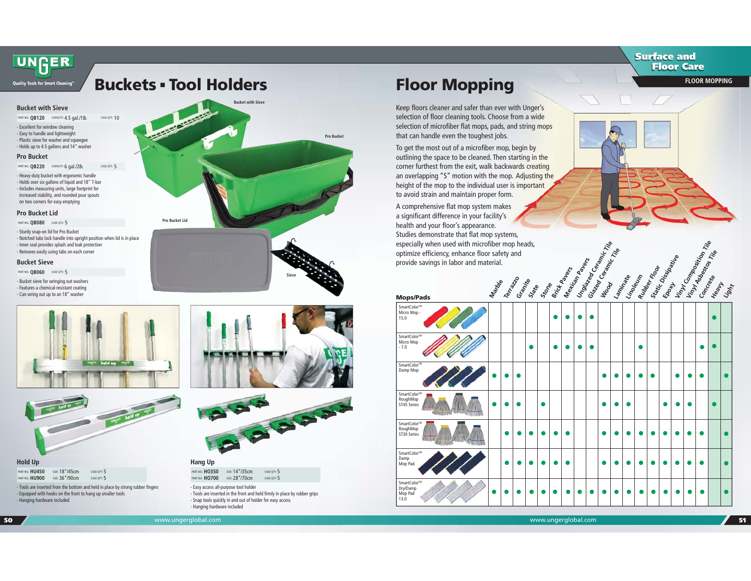# Buckets • Tool Holders

### Bucket with Sieve

PART NO: **QB120** CAPACITY: 4.5 gal./18L CASE QTY: 10

- Excellent for window cleaning
- Easy to handle and lightweight
- Plastic sieve for washer and squeegee
- Holds up to 4.5 gallons and 14" washer

### Pro Bucket

PART NO: **QB220** CAPACITY: 6 gal./28L CASE QTY: 5

- Heavy-duty bucket with ergonomic handle
- Holds over six gallons of liquid and 18" T-bar
- Includes measuring units, large footprint for increased stability, and rounded pour spouts on two corners for easy emptying

### Pro Bucket Lid

PART NO: **QB080** CASE QTY: 5

- Sturdy snap-on lid for Pro Bucket
- Notched tabs lock handle into upright position when lid is in place
- Inner seal provides splash and leak protection
- Removes easily using tabs on each corner

### Bucket Sieve

PART NO: **QB060** CASE QTY: 5

- Bucket sieve for wringing out washers
- Features a chemical-resistant coating
- Can wring out up to an 18" washer

Bucket with Sieve

Pro Bucket

Pro Bucket Lid

Sieve

### Hold Up

PART NO: **HU450** SIZE: 18"/45cm CASE QTY: 5
PART NO: **HU900** SIZE: 36"/90cm CASE QTY: 5

- Tools are inserted from the bottom and held in place by strong rubber fingers
- Equipped with hooks on the front to hang up smaller tools
- Hanging hardware included

### Hang Up

PART NO: **HO350** SIZE: 14"/35cm CASE QTY: 5
PART NO: **HO700** SIZE: 28"/70cm CASE QTY: 5

- Easy access all-purpose tool holder
- Tools are inserted in the front and held firmly in place by rubber grips
- Snap tools quickly in and out of holder for easy access
- Hanging hardware included

# Floor Mopping

Keep floors cleaner and safer than ever with Unger's selection of floor cleaning tools. Choose from a wide selection of microfiber flat mops, pads, and string mops that can handle even the toughest jobs.

To get the most out of a microfiber mop, begin by outlining the space to be cleaned. Then starting in the corner furthest from the exit, walk backwards creating an overlapping "S" motion with the mop. Adjusting the height of the mop to the individual user is important to avoid strain and maintain proper form.

A comprehensive flat mop system makes a significant difference in your facility's health and your floor's appearance. Studies demonstrate that flat mop systems, especially when used with microfiber mop heads, optimize efficiency, enhance floor safety and provide savings in labor and material.

| Mops/Pads | Marble | Terrazzo | Granite | Slate | Stone | Brick Pavers | Mexican Pavers | Unglazed Ceramic Tile | Glazed Ceramic Tile | Wood | Laminate | Linoleum | Rubber Floor | Static Dissipative | Epoxy | Vinyl Composition Tile | Vinyl Asbestos Tile | Concrete | Heavy | Light |
|---|---|---|---|---|---|---|---|---|---|---|---|---|---|---|---|---|---|---|---|---|
| SmartColor™ Micro Mop - 15.0 | | | | | | ● | ● | ● | ● | | | | | | | | | | ● | |
| SmartColor™ Micro Mop - 7.0 | | | | ● | | ● | ● | ● | ● | | | | ● | | | | | ● | ● | |
| SmartColor™ Damp Mop | ● | ● | ● | | | | | | | ● | ● | ● | ● | ● | | ● | ● | ● | | ● |
| SmartColor™ RoughMop ST45 Series | ● | ● | ● | | ● | | | | | ● | ● | ● | | | ● | ● | ● | | ● | |
| SmartColor™ RoughMop ST30 Series | | ● | ● | ● | ● | ● | ● | | | ● | ● | ● | ● | ● | ● | ● | ● | ● | | ● |
| SmartColor™ Damp Mop Pad | | ● | ● | ● | ● | ● | ● | | | ● | ● | ● | ● | ● | ● | ● | ● | ● | | ● |
| SmartColor™ Dry/Damp Mop Pad 13.0 | ● | ● | ● | ● | ● | ● | ● | ● | ● | ● | ● | ● | ● | ● | ● | ● | ● | ● | | ● |